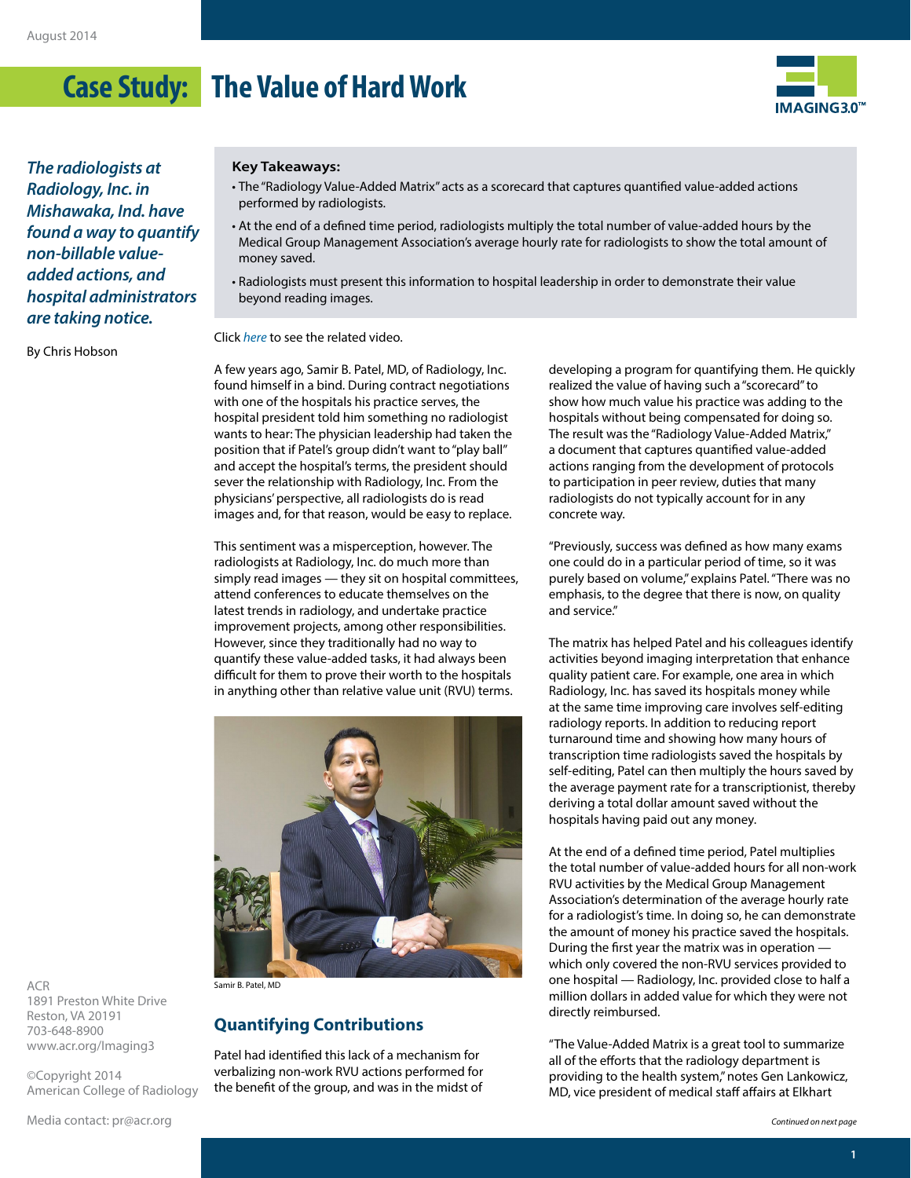August 2014

# Case Study: The Value of Hard Work

*The radiologists at Radiology, Inc. in Mishawaka, Ind. have found a way to quantify non-billable value-added actions, and hospital administrators are taking notice.*

By Chris Hobson

**Key Takeaways:**

- The "Radiology Value-Added Matrix" acts as a scorecard that captures quantified value-added actions performed by radiologists.
- At the end of a defined time period, radiologists multiply the total number of value-added hours by the Medical Group Management Association's average hourly rate for radiologists to show the total amount of money saved.
- Radiologists must present this information to hospital leadership in order to demonstrate their value beyond reading images.

Click *here* to see the related video.

A few years ago, Samir B. Patel, MD, of Radiology, Inc. found himself in a bind. During contract negotiations with one of the hospitals his practice serves, the hospital president told him something no radiologist wants to hear: The physician leadership had taken the position that if Patel's group didn't want to "play ball" and accept the hospital's terms, the president should sever the relationship with Radiology, Inc. From the physicians' perspective, all radiologists do is read images and, for that reason, would be easy to replace.

This sentiment was a misperception, however. The radiologists at Radiology, Inc. do much more than simply read images — they sit on hospital committees, attend conferences to educate themselves on the latest trends in radiology, and undertake practice improvement projects, among other responsibilities. However, since they traditionally had no way to quantify these value-added tasks, it had always been difficult for them to prove their worth to the hospitals in anything other than relative value unit (RVU) terms.

Samir B. Patel, MD

## Quantifying Contributions

Patel had identified this lack of a mechanism for verbalizing non-work RVU actions performed for the benefit of the group, and was in the midst of developing a program for quantifying them. He quickly realized the value of having such a "scorecard" to show how much value his practice was adding to the hospitals without being compensated for doing so. The result was the "Radiology Value-Added Matrix," a document that captures quantified value-added actions ranging from the development of protocols to participation in peer review, duties that many radiologists do not typically account for in any concrete way.

"Previously, success was defined as how many exams one could do in a particular period of time, so it was purely based on volume," explains Patel. "There was no emphasis, to the degree that there is now, on quality and service."

The matrix has helped Patel and his colleagues identify activities beyond imaging interpretation that enhance quality patient care. For example, one area in which Radiology, Inc. has saved its hospitals money while at the same time improving care involves self-editing radiology reports. In addition to reducing report turnaround time and showing how many hours of transcription time radiologists saved the hospitals by self-editing, Patel can then multiply the hours saved by the average payment rate for a transcriptionist, thereby deriving a total dollar amount saved without the hospitals having paid out any money.

At the end of a defined time period, Patel multiplies the total number of value-added hours for all non-work RVU activities by the Medical Group Management Association's determination of the average hourly rate for a radiologist's time. In doing so, he can demonstrate the amount of money his practice saved the hospitals. During the first year the matrix was in operation — which only covered the non-RVU services provided to one hospital — Radiology, Inc. provided close to half a million dollars in added value for which they were not directly reimbursed.

"The Value-Added Matrix is a great tool to summarize all of the efforts that the radiology department is providing to the health system," notes Gen Lankowicz, MD, vice president of medical staff affairs at Elkhart

*Continued on next page*

ACR
1891 Preston White Drive
Reston, VA 20191
703-648-8900
www.acr.org/Imaging3

©Copyright 2014
American College of Radiology

Media contact: pr@acr.org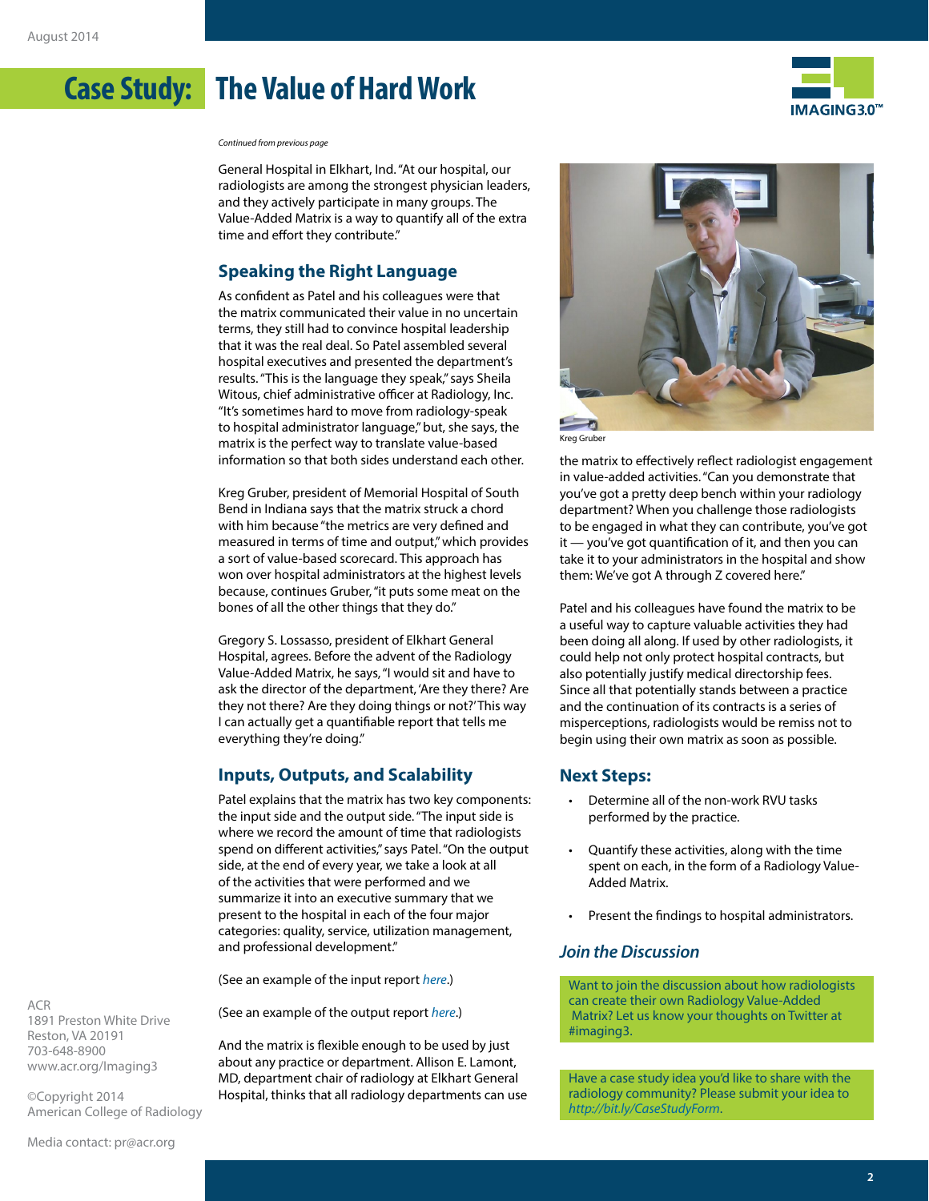# Case Study: The Value of Hard Work

*Continued from previous page*

General Hospital in Elkhart, Ind. "At our hospital, our radiologists are among the strongest physician leaders, and they actively participate in many groups. The Value-Added Matrix is a way to quantify all of the extra time and effort they contribute."

## Speaking the Right Language

As confident as Patel and his colleagues were that the matrix communicated their value in no uncertain terms, they still had to convince hospital leadership that it was the real deal. So Patel assembled several hospital executives and presented the department's results. "This is the language they speak," says Sheila Witous, chief administrative officer at Radiology, Inc. "It's sometimes hard to move from radiology-speak to hospital administrator language," but, she says, the matrix is the perfect way to translate value-based information so that both sides understand each other.

Kreg Gruber, president of Memorial Hospital of South Bend in Indiana says that the matrix struck a chord with him because "the metrics are very defined and measured in terms of time and output," which provides a sort of value-based scorecard. This approach has won over hospital administrators at the highest levels because, continues Gruber, "it puts some meat on the bones of all the other things that they do."

Gregory S. Lossasso, president of Elkhart General Hospital, agrees. Before the advent of the Radiology Value-Added Matrix, he says, "I would sit and have to ask the director of the department, 'Are they there? Are they not there? Are they doing things or not?' This way I can actually get a quantifiable report that tells me everything they're doing."

## Inputs, Outputs, and Scalability

Patel explains that the matrix has two key components: the input side and the output side. "The input side is where we record the amount of time that radiologists spend on different activities," says Patel. "On the output side, at the end of every year, we take a look at all of the activities that were performed and we summarize it into an executive summary that we present to the hospital in each of the four major categories: quality, service, utilization management, and professional development."

(See an example of the input report *here*.)

(See an example of the output report *here*.)

And the matrix is flexible enough to be used by just about any practice or department. Allison E. Lamont, MD, department chair of radiology at Elkhart General Hospital, thinks that all radiology departments can use the matrix to effectively reflect radiologist engagement in value-added activities. "Can you demonstrate that you've got a pretty deep bench within your radiology department? When you challenge those radiologists to be engaged in what they can contribute, you've got it — you've got quantification of it, and then you can take it to your administrators in the hospital and show them: We've got A through Z covered here."

Kreg Gruber

Patel and his colleagues have found the matrix to be a useful way to capture valuable activities they had been doing all along. If used by other radiologists, it could help not only protect hospital contracts, but also potentially justify medical directorship fees. Since all that potentially stands between a practice and the continuation of its contracts is a series of misperceptions, radiologists would be remiss not to begin using their own matrix as soon as possible.

## Next Steps:

- Determine all of the non-work RVU tasks performed by the practice.
- Quantify these activities, along with the time spent on each, in the form of a Radiology Value-Added Matrix.
- Present the findings to hospital administrators.

## *Join the Discussion*

Want to join the discussion about how radiologists can create their own Radiology Value-Added Matrix? Let us know your thoughts on Twitter at #imaging3.

Have a case study idea you'd like to share with the radiology community? Please submit your idea to *http://bit.ly/CaseStudyForm*.

ACR
1891 Preston White Drive
Reston, VA 20191
703-648-8900
www.acr.org/Imaging3

©Copyright 2014
American College of Radiology

Media contact: pr@acr.org